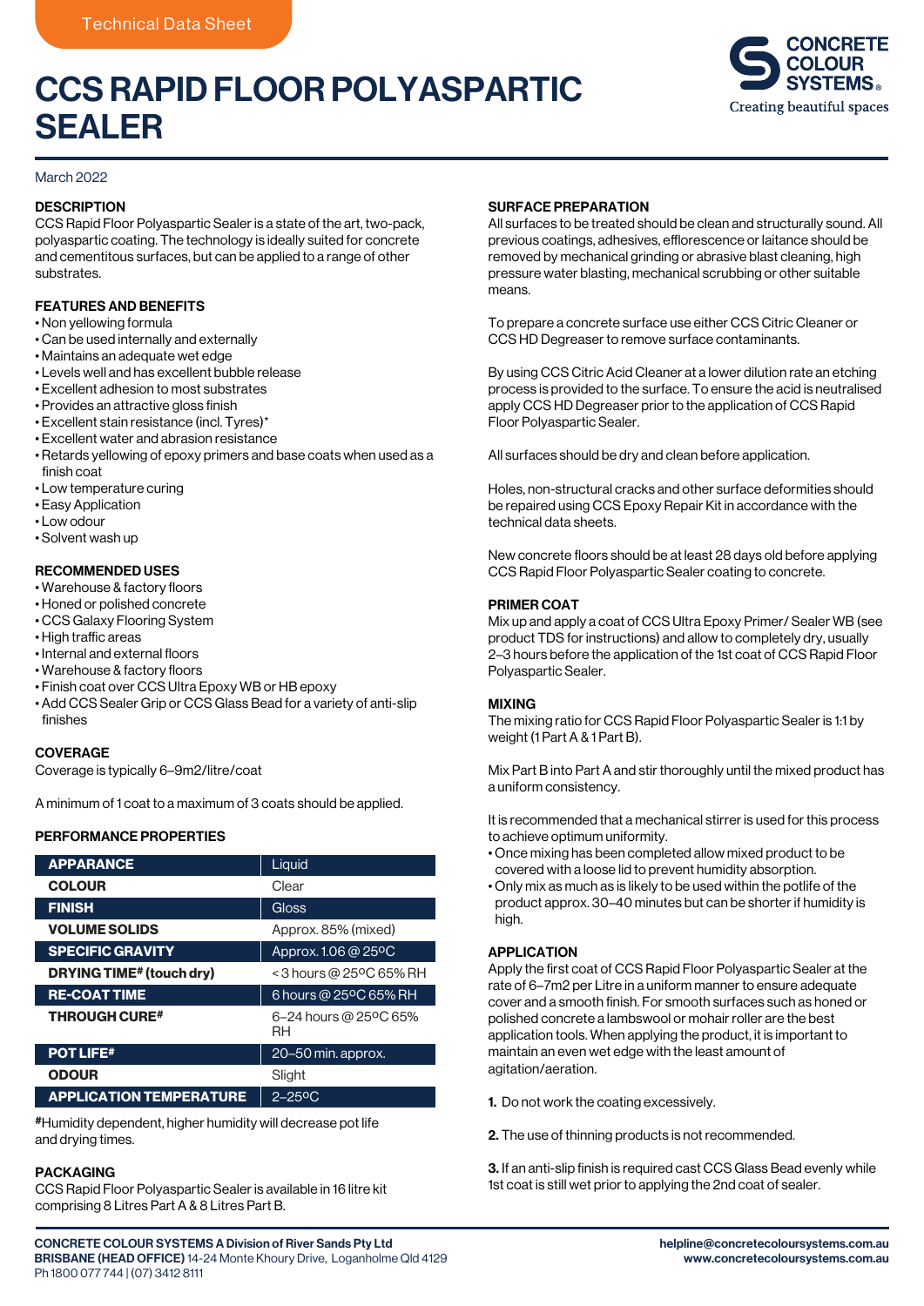Technical Data Sheet

# CCS RAPID FLOOR POLYASPARTIC SEALER

CONCRETE COLOUR SYSTEMS®
Creating beautiful spaces

March 2022

## DESCRIPTION

CCS Rapid Floor Polyaspartic Sealer is a state of the art, two-pack, polyaspartic coating. The technology is ideally suited for concrete and cementitious surfaces, but can be applied to a range of other substrates.

## FEATURES AND BENEFITS

- Non yellowing formula
- Can be used internally and externally
- Maintains an adequate wet edge
- Levels well and has excellent bubble release
- Excellent adhesion to most substrates
- Provides an attractive gloss finish
- Excellent stain resistance (incl. Tyres)*
- Excellent water and abrasion resistance
- Retards yellowing of epoxy primers and base coats when used as a finish coat
- Low temperature curing
- Easy Application
- Low odour
- Solvent wash up

## RECOMMENDED USES

- Warehouse & factory floors
- Honed or polished concrete
- CCS Galaxy Flooring System
- High traffic areas
- Internal and external floors
- Warehouse & factory floors
- Finish coat over CCS Ultra Epoxy WB or HB epoxy
- Add CCS Sealer Grip or CCS Glass Bead for a variety of anti-slip finishes

## COVERAGE

Coverage is typically 6–9m2/litre/coat

A minimum of 1 coat to a maximum of 3 coats should be applied.

## PERFORMANCE PROPERTIES

| Property | Value |
|---|---|
| **APPARANCE** | Liquid |
| **COLOUR** | Clear |
| **FINISH** | Gloss |
| **VOLUME SOLIDS** | Approx. 85% (mixed) |
| **SPECIFIC GRAVITY** | Approx. 1.06 @ 25ºC |
| **DRYING TIME# (touch dry)** | < 3 hours @ 25ºC 65% RH |
| **RE-COAT TIME** | 6 hours @ 25ºC 65% RH |
| **THROUGH CURE#** | 6–24 hours @ 25ºC 65% RH |
| **POT LIFE#** | 20–50 min. approx. |
| **ODOUR** | Slight |
| **APPLICATION TEMPERATURE** | 2–25ºC |

#Humidity dependent, higher humidity will decrease pot life and drying times.

## PACKAGING

CCS Rapid Floor Polyaspartic Sealer is available in 16 litre kit comprising 8 Litres Part A & 8 Litres Part B.

## SURFACE PREPARATION

All surfaces to be treated should be clean and structurally sound. All previous coatings, adhesives, efflorescence or laitance should be removed by mechanical grinding or abrasive blast cleaning, high pressure water blasting, mechanical scrubbing or other suitable means.

To prepare a concrete surface use either CCS Citric Cleaner or CCS HD Degreaser to remove surface contaminants.

By using CCS Citric Acid Cleaner at a lower dilution rate an etching process is provided to the surface. To ensure the acid is neutralised apply CCS HD Degreaser prior to the application of CCS Rapid Floor Polyaspartic Sealer.

All surfaces should be dry and clean before application.

Holes, non-structural cracks and other surface deformities should be repaired using CCS Epoxy Repair Kit in accordance with the technical data sheets.

New concrete floors should be at least 28 days old before applying CCS Rapid Floor Polyaspartic Sealer coating to concrete.

## PRIMER COAT

Mix up and apply a coat of CCS Ultra Epoxy Primer/ Sealer WB (see product TDS for instructions) and allow to completely dry, usually 2–3 hours before the application of the 1st coat of CCS Rapid Floor Polyaspartic Sealer.

## MIXING

The mixing ratio for CCS Rapid Floor Polyaspartic Sealer is 1:1 by weight (1 Part A & 1 Part B).

Mix Part B into Part A and stir thoroughly until the mixed product has a uniform consistency.

It is recommended that a mechanical stirrer is used for this process to achieve optimum uniformity.

- Once mixing has been completed allow mixed product to be covered with a loose lid to prevent humidity absorption.
- Only mix as much as is likely to be used within the potlife of the product approx. 30–40 minutes but can be shorter if humidity is high.

## APPLICATION

Apply the first coat of CCS Rapid Floor Polyaspartic Sealer at the rate of 6–7m2 per Litre in a uniform manner to ensure adequate cover and a smooth finish. For smooth surfaces such as honed or polished concrete a lambswool or mohair roller are the best application tools. When applying the product, it is important to maintain an even wet edge with the least amount of agitation/aeration.

1. Do not work the coating excessively.

2. The use of thinning products is not recommended.

3. If an anti-slip finish is required cast CCS Glass Bead evenly while 1st coat is still wet prior to applying the 2nd coat of sealer.

**CONCRETE COLOUR SYSTEMS A Division of River Sands Pty Ltd**
**BRISBANE (HEAD OFFICE)** 14-24 Monte Khoury Drive, Loganholme Qld 4129
Ph 1800 077 744 | (07) 3412 8111

**helpline@concretecoloursystems.com.au**
**www.concretecoloursystems.com.au**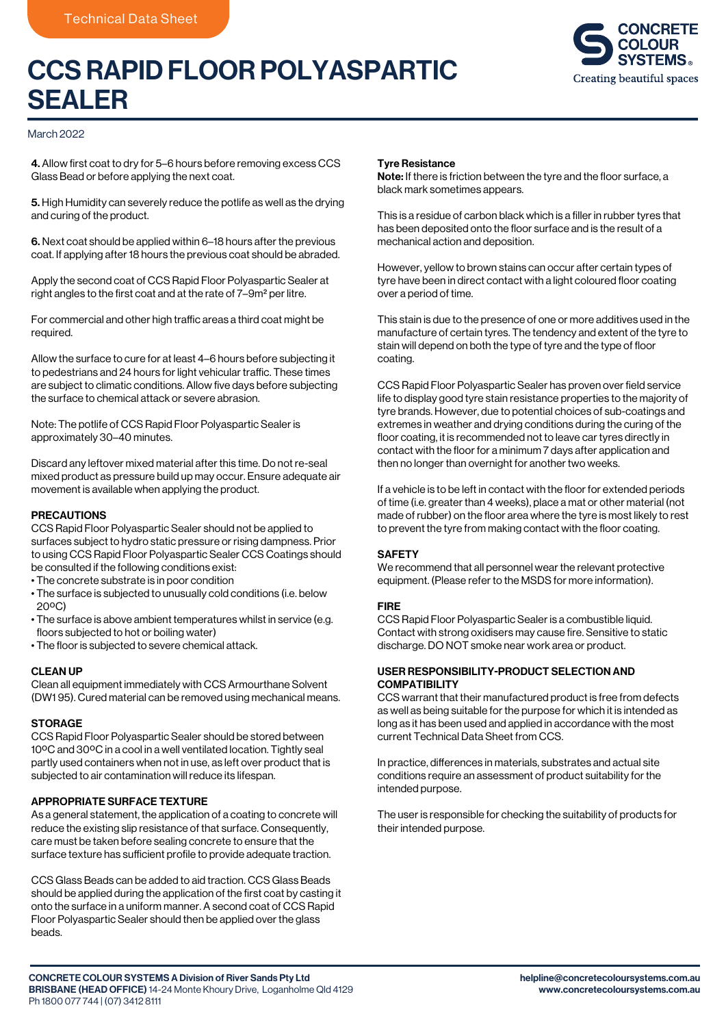**4.** Allow first coat to dry for 5–6 hours before removing excess CCS Glass Bead or before applying the next coat.

**5.** High Humidity can severely reduce the potlife as well as the drying and curing of the product.

**6.** Next coat should be applied within 6–18 hours after the previous coat. If applying after 18 hours the previous coat should be abraded.

Apply the second coat of CCS Rapid Floor Polyaspartic Sealer at right angles to the first coat and at the rate of 7–9m² per litre.

For commercial and other high traffic areas a third coat might be required.

Allow the surface to cure for at least 4–6 hours before subjecting it to pedestrians and 24 hours for light vehicular traffic. These times are subject to climatic conditions. Allow five days before subjecting the surface to chemical attack or severe abrasion.

Note: The potlife of CCS Rapid Floor Polyaspartic Sealer is approximately 30–40 minutes.

Discard any leftover mixed material after this time. Do not re-seal mixed product as pressure build up may occur. Ensure adequate air movement is available when applying the product.

### PRECAUTIONS

CCS Rapid Floor Polyaspartic Sealer should not be applied to surfaces subject to hydro static pressure or rising dampness. Prior to using CCS Rapid Floor Polyaspartic Sealer CCS Coatings should be consulted if the following conditions exist:

- The concrete substrate is in poor condition
- The surface is subjected to unusually cold conditions (i.e. below 20ºC)
- The surface is above ambient temperatures whilst in service (e.g. floors subjected to hot or boiling water)
- The floor is subjected to severe chemical attack.

### CLEAN UP

Clean all equipment immediately with CCS Armourthane Solvent (DW1 95). Cured material can be removed using mechanical means.

### STORAGE

CCS Rapid Floor Polyaspartic Sealer should be stored between 10ºC and 30ºC in a cool in a well ventilated location. Tightly seal partly used containers when not in use, as left over product that is subjected to air contamination will reduce its lifespan.

### APPROPRIATE SURFACE TEXTURE

As a general statement, the application of a coating to concrete will reduce the existing slip resistance of that surface. Consequently, care must be taken before sealing concrete to ensure that the surface texture has sufficient profile to provide adequate traction.

CCS Glass Beads can be added to aid traction. CCS Glass Beads should be applied during the application of the first coat by casting it onto the surface in a uniform manner. A second coat of CCS Rapid Floor Polyaspartic Sealer should then be applied over the glass beads.

### Tyre Resistance

**Note:** If there is friction between the tyre and the floor surface, a black mark sometimes appears.

This is a residue of carbon black which is a filler in rubber tyres that has been deposited onto the floor surface and is the result of a mechanical action and deposition.

However, yellow to brown stains can occur after certain types of tyre have been in direct contact with a light coloured floor coating over a period of time.

This stain is due to the presence of one or more additives used in the manufacture of certain tyres. The tendency and extent of the tyre to stain will depend on both the type of tyre and the type of floor coating.

CCS Rapid Floor Polyaspartic Sealer has proven over field service life to display good tyre stain resistance properties to the majority of tyre brands. However, due to potential choices of sub-coatings and extremes in weather and drying conditions during the curing of the floor coating, it is recommended not to leave car tyres directly in contact with the floor for a minimum 7 days after application and then no longer than overnight for another two weeks.

If a vehicle is to be left in contact with the floor for extended periods of time (i.e. greater than 4 weeks), place a mat or other material (not made of rubber) on the floor area where the tyre is most likely to rest to prevent the tyre from making contact with the floor coating.

### SAFETY

We recommend that all personnel wear the relevant protective equipment. (Please refer to the MSDS for more information).

### FIRE

CCS Rapid Floor Polyaspartic Sealer is a combustible liquid. Contact with strong oxidisers may cause fire. Sensitive to static discharge. DO NOT smoke near work area or product.

### USER RESPONSIBILITY-PRODUCT SELECTION AND COMPATIBILITY

CCS warrant that their manufactured product is free from defects as well as being suitable for the purpose for which it is intended as long as it has been used and applied in accordance with the most current Technical Data Sheet from CCS.

In practice, differences in materials, substrates and actual site conditions require an assessment of product suitability for the intended purpose.

The user is responsible for checking the suitability of products for their intended purpose.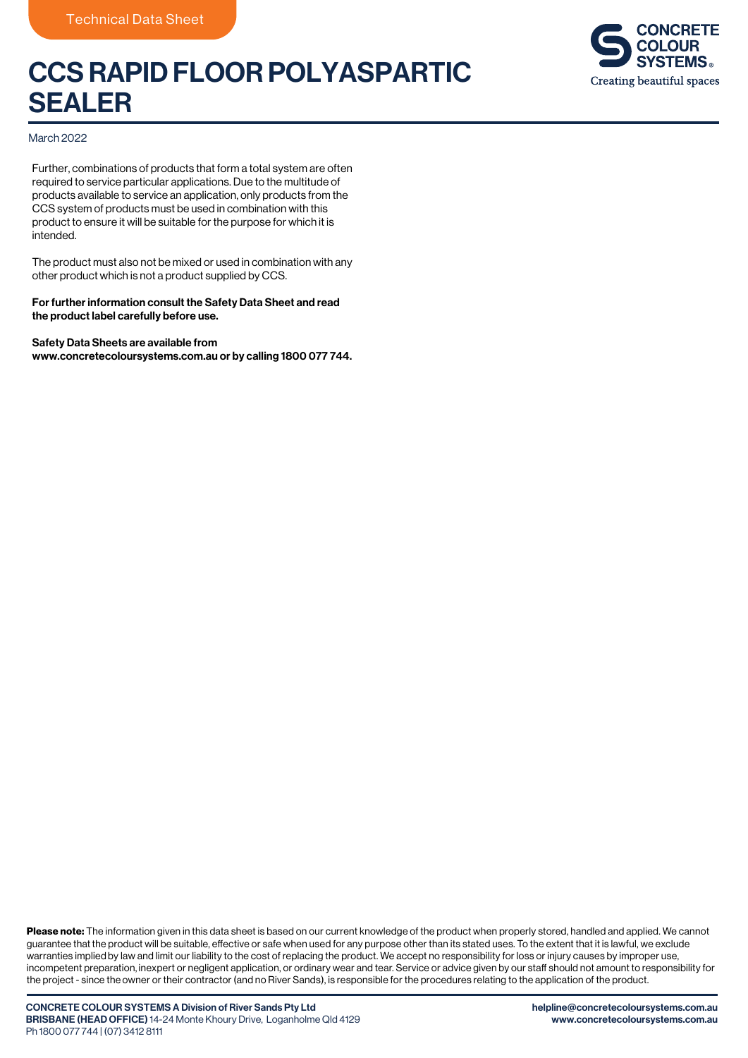Further, combinations of products that form a total system are often required to service particular applications. Due to the multitude of products available to service an application, only products from the CCS system of products must be used in combination with this product to ensure it will be suitable for the purpose for which it is intended.

The product must also not be mixed or used in combination with any other product which is not a product supplied by CCS.

**For further information consult the Safety Data Sheet and read the product label carefully before use.**

**Safety Data Sheets are available from www.concretecoloursystems.com.au or by calling 1800 077 744.**

**Please note:** The information given in this data sheet is based on our current knowledge of the product when properly stored, handled and applied. We cannot guarantee that the product will be suitable, effective or safe when used for any purpose other than its stated uses. To the extent that it is lawful, we exclude warranties implied by law and limit our liability to the cost of replacing the product. We accept no responsibility for loss or injury causes by improper use, incompetent preparation, inexpert or negligent application, or ordinary wear and tear. Service or advice given by our staff should not amount to responsibility for the project - since the owner or their contractor (and no River Sands), is responsible for the procedures relating to the application of the product.